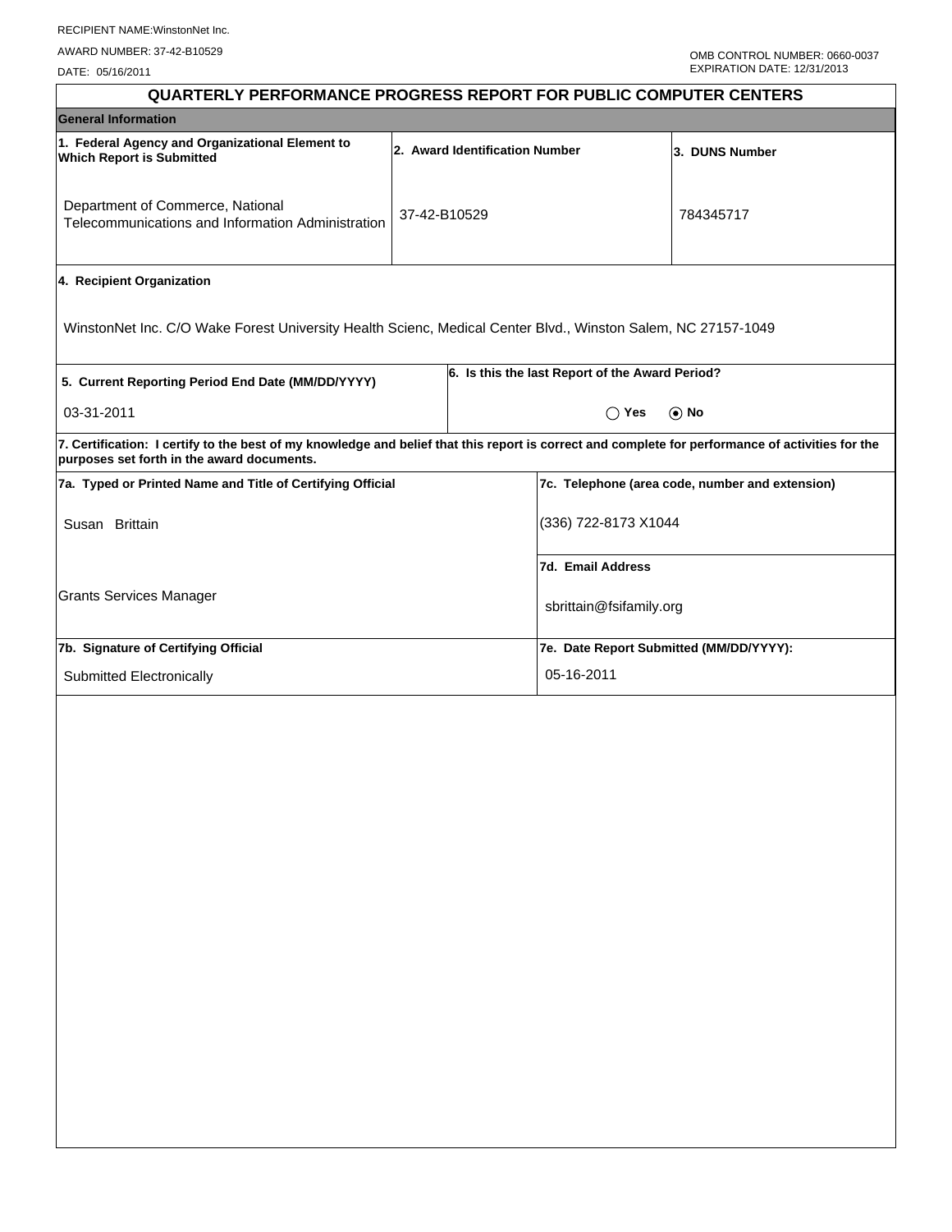RECIPIENT NAME:WinstonNet Inc.

AWARD NUMBER: 37-42-B10529

DATE: 05/16/2011

OMB CONTROL NUMBER: 0660-0037
EXPIRATION DATE: 12/31/2013

# QUARTERLY PERFORMANCE PROGRESS REPORT FOR PUBLIC COMPUTER CENTERS

## General Information

| 1. Federal Agency and Organizational Element to Which Report is Submitted | 2. Award Identification Number | 3. DUNS Number |
|---|---|---|
| Department of Commerce, National Telecommunications and Information Administration | 37-42-B10529 | 784345717 |

**4. Recipient Organization**

WinstonNet Inc. C/O Wake Forest University Health Scienc, Medical Center Blvd., Winston Salem, NC 27157-1049

| 5. Current Reporting Period End Date (MM/DD/YYYY) | 6. Is this the last Report of the Award Period? |
|---|---|
| 03-31-2011 | ◯ Yes ⦿ No |

**7. Certification: I certify to the best of my knowledge and belief that this report is correct and complete for performance of activities for the purposes set forth in the award documents.**

| 7a. Typed or Printed Name and Title of Certifying Official | 7c. Telephone (area code, number and extension) |
|---|---|
| Susan Brittain | (336) 722-8173 X1044 |
| Grants Services Manager | **7d. Email Address** sbrittain@fsifamily.org |
| **7b. Signature of Certifying Official** | **7e. Date Report Submitted (MM/DD/YYYY):** |
| Submitted Electronically | 05-16-2011 |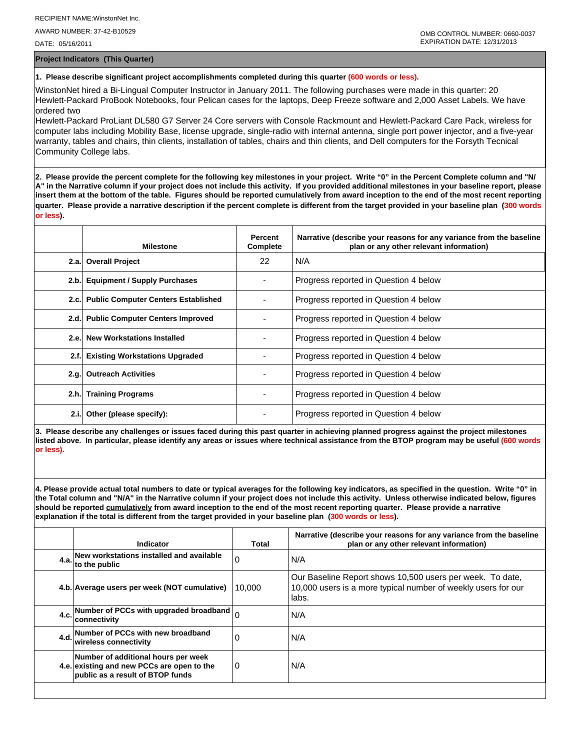RECIPIENT NAME:WinstonNet Inc.

AWARD NUMBER: 37-42-B10529

DATE: 05/16/2011

OMB CONTROL NUMBER: 0660-0037
EXPIRATION DATE: 12/31/2013

## Project Indicators (This Quarter)

**1. Please describe significant project accomplishments completed during this quarter (600 words or less).**

WinstonNet hired a Bi-Lingual Computer Instructor in January 2011. The following purchases were made in this quarter: 20 Hewlett-Packard ProBook Notebooks, four Pelican cases for the laptops, Deep Freeze software and 2,000 Asset Labels. We have ordered two
Hewlett-Packard ProLiant DL580 G7 Server 24 Core servers with Console Rackmount and Hewlett-Packard Care Pack, wireless for computer labs including Mobility Base, license upgrade, single-radio with internal antenna, single port power injector, and a five-year warranty, tables and chairs, thin clients, installation of tables, chairs and thin clients, and Dell computers for the Forsyth Tecnical Community College labs.

**2. Please provide the percent complete for the following key milestones in your project. Write "0" in the Percent Complete column and "N/A" in the Narrative column if your project does not include this activity. If you provided additional milestones in your baseline report, please insert them at the bottom of the table. Figures should be reported cumulatively from award inception to the end of the most recent reporting quarter. Please provide a narrative description if the percent complete is different from the target provided in your baseline plan (300 words or less).**

| | Milestone | Percent Complete | Narrative (describe your reasons for any variance from the baseline plan or any other relevant information) |
|---|---|---|---|
| 2.a. | Overall Project | 22 | N/A |
| 2.b. | Equipment / Supply Purchases | - | Progress reported in Question 4 below |
| 2.c. | Public Computer Centers Established | - | Progress reported in Question 4 below |
| 2.d. | Public Computer Centers Improved | - | Progress reported in Question 4 below |
| 2.e. | New Workstations Installed | - | Progress reported in Question 4 below |
| 2.f. | Existing Workstations Upgraded | - | Progress reported in Question 4 below |
| 2.g. | Outreach Activities | - | Progress reported in Question 4 below |
| 2.h. | Training Programs | - | Progress reported in Question 4 below |
| 2.i. | Other (please specify): | - | Progress reported in Question 4 below |

**3. Please describe any challenges or issues faced during this past quarter in achieving planned progress against the project milestones listed above. In particular, please identify any areas or issues where technical assistance from the BTOP program may be useful (600 words or less).**

**4. Please provide actual total numbers to date or typical averages for the following key indicators, as specified in the question. Write "0" in the Total column and "N/A" in the Narrative column if your project does not include this activity. Unless otherwise indicated below, figures should be reported cumulatively from award inception to the end of the most recent reporting quarter. Please provide a narrative explanation if the total is different from the target provided in your baseline plan (300 words or less).**

| | Indicator | Total | Narrative (describe your reasons for any variance from the baseline plan or any other relevant information) |
|---|---|---|---|
| 4.a. | New workstations installed and available to the public | 0 | N/A |
| 4.b. | Average users per week (NOT cumulative) | 10,000 | Our Baseline Report shows 10,500 users per week. To date, 10,000 users is a more typical number of weekly users for our labs. |
| 4.c. | Number of PCCs with upgraded broadband connectivity | 0 | N/A |
| 4.d. | Number of PCCs with new broadband wireless connectivity | 0 | N/A |
| 4.e. | Number of additional hours per week existing and new PCCs are open to the public as a result of BTOP funds | 0 | N/A |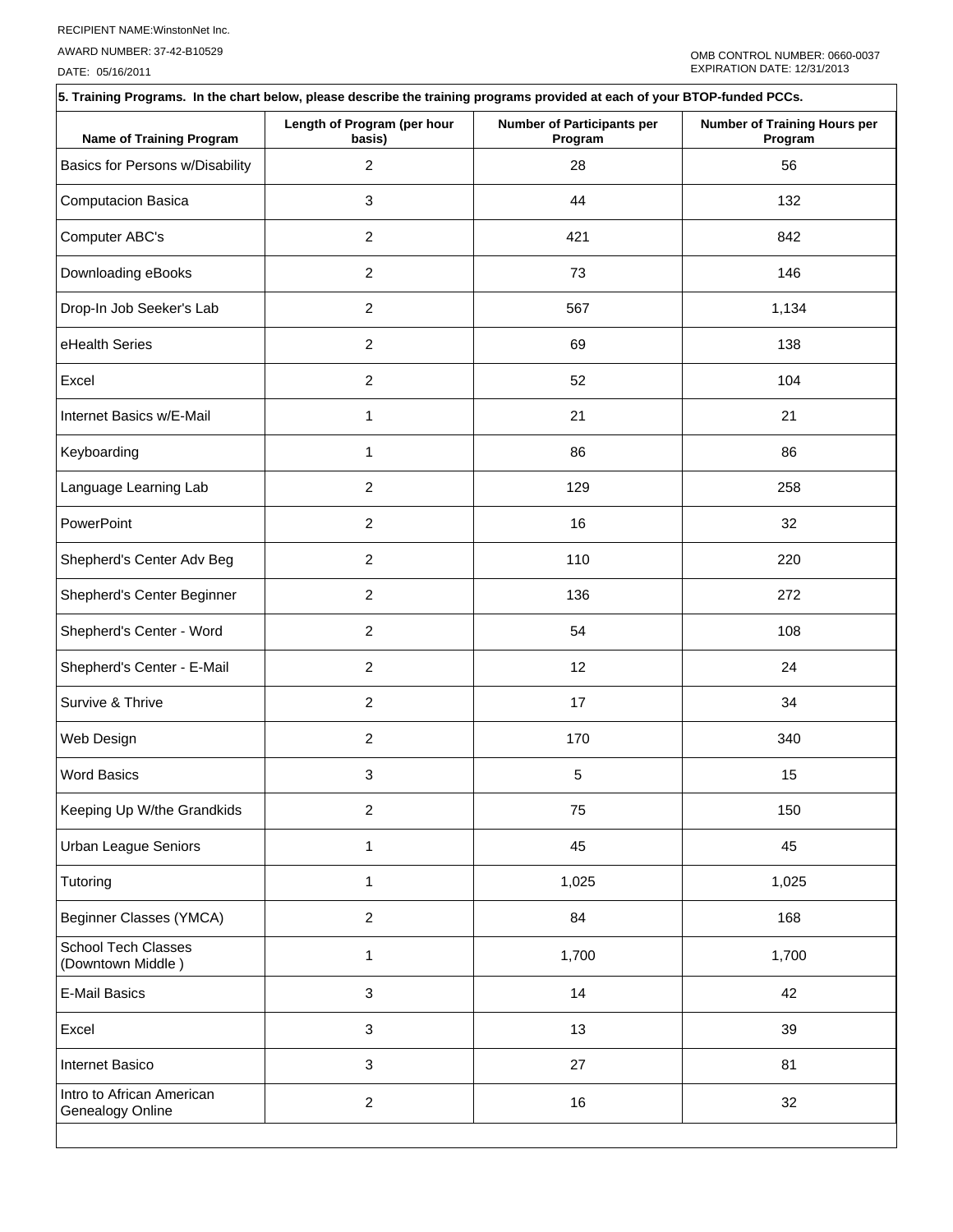RECIPIENT NAME:WinstonNet Inc.

AWARD NUMBER: 37-42-B10529

DATE: 05/16/2011

OMB CONTROL NUMBER: 0660-0037
EXPIRATION DATE: 12/31/2013

**5. Training Programs. In the chart below, please describe the training programs provided at each of your BTOP-funded PCCs.**

| Name of Training Program | Length of Program (per hour basis) | Number of Participants per Program | Number of Training Hours per Program |
|---|---|---|---|
| Basics for Persons w/Disability | 2 | 28 | 56 |
| Computacion Basica | 3 | 44 | 132 |
| Computer ABC's | 2 | 421 | 842 |
| Downloading eBooks | 2 | 73 | 146 |
| Drop-In Job Seeker's Lab | 2 | 567 | 1,134 |
| eHealth Series | 2 | 69 | 138 |
| Excel | 2 | 52 | 104 |
| Internet Basics w/E-Mail | 1 | 21 | 21 |
| Keyboarding | 1 | 86 | 86 |
| Language Learning Lab | 2 | 129 | 258 |
| PowerPoint | 2 | 16 | 32 |
| Shepherd's Center Adv Beg | 2 | 110 | 220 |
| Shepherd's Center Beginner | 2 | 136 | 272 |
| Shepherd's Center - Word | 2 | 54 | 108 |
| Shepherd's Center - E-Mail | 2 | 12 | 24 |
| Survive & Thrive | 2 | 17 | 34 |
| Web Design | 2 | 170 | 340 |
| Word Basics | 3 | 5 | 15 |
| Keeping Up W/the Grandkids | 2 | 75 | 150 |
| Urban League Seniors | 1 | 45 | 45 |
| Tutoring | 1 | 1,025 | 1,025 |
| Beginner Classes (YMCA) | 2 | 84 | 168 |
| School Tech Classes (Downtown Middle ) | 1 | 1,700 | 1,700 |
| E-Mail Basics | 3 | 14 | 42 |
| Excel | 3 | 13 | 39 |
| Internet Basico | 3 | 27 | 81 |
| Intro to African American Genealogy Online | 2 | 16 | 32 |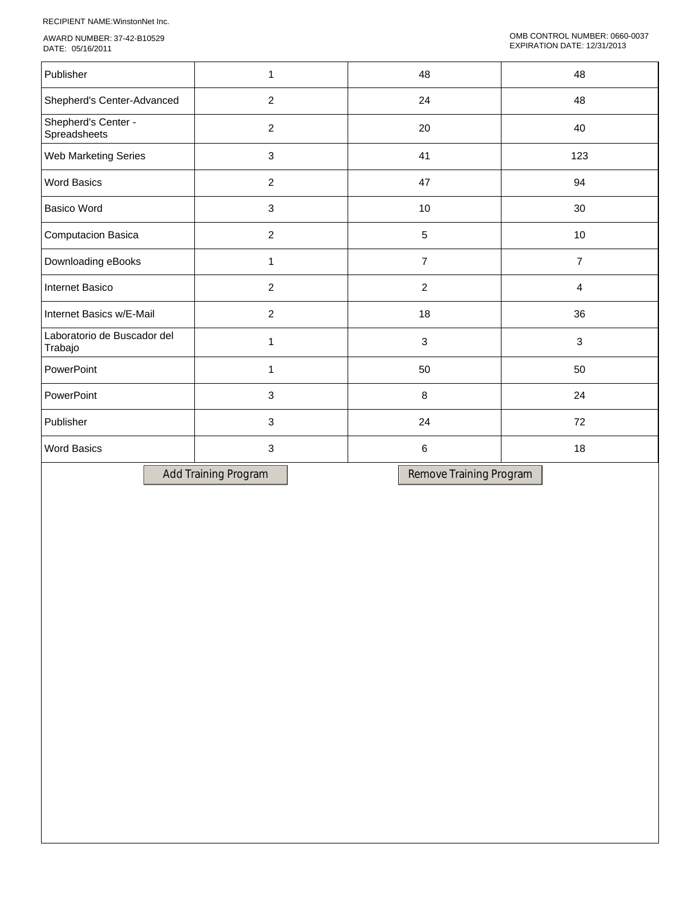RECIPIENT NAME:WinstonNet Inc.

AWARD NUMBER: 37-42-B10529
DATE: 05/16/2011

OMB CONTROL NUMBER: 0660-0037
EXPIRATION DATE: 12/31/2013

| | | | |
|---|---|---|---|
| Publisher | 1 | 48 | 48 |
| Shepherd's Center-Advanced | 2 | 24 | 48 |
| Shepherd's Center - Spreadsheets | 2 | 20 | 40 |
| Web Marketing Series | 3 | 41 | 123 |
| Word Basics | 2 | 47 | 94 |
| Basico Word | 3 | 10 | 30 |
| Computacion Basica | 2 | 5 | 10 |
| Downloading eBooks | 1 | 7 | 7 |
| Internet Basico | 2 | 2 | 4 |
| Internet Basics w/E-Mail | 2 | 18 | 36 |
| Laboratorio de Buscador del Trabajo | 1 | 3 | 3 |
| PowerPoint | 1 | 50 | 50 |
| PowerPoint | 3 | 8 | 24 |
| Publisher | 3 | 24 | 72 |
| Word Basics | 3 | 6 | 18 |

Add Training Program | Remove Training Program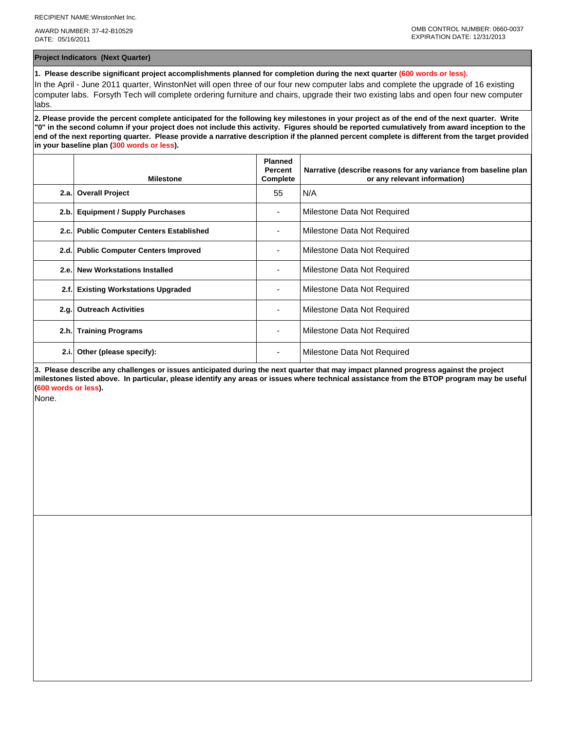RECIPIENT NAME:WinstonNet Inc.

AWARD NUMBER: 37-42-B10529
DATE: 05/16/2011

OMB CONTROL NUMBER: 0660-0037
EXPIRATION DATE: 12/31/2013

## Project Indicators (Next Quarter)

**1. Please describe significant project accomplishments planned for completion during the next quarter (600 words or less).**

In the April - June 2011 quarter, WinstonNet will open three of our four new computer labs and complete the upgrade of 16 existing computer labs. Forsyth Tech will complete ordering furniture and chairs, upgrade their two existing labs and open four new computer labs.

**2. Please provide the percent complete anticipated for the following key milestones in your project as of the end of the next quarter. Write "0" in the second column if your project does not include this activity. Figures should be reported cumulatively from award inception to the end of the next reporting quarter. Please provide a narrative description if the planned percent complete is different from the target provided in your baseline plan (300 words or less).**

| | Milestone | Planned Percent Complete | Narrative (describe reasons for any variance from baseline plan or any relevant information) |
|---|---|---|---|
| 2.a. | Overall Project | 55 | N/A |
| 2.b. | Equipment / Supply Purchases | - | Milestone Data Not Required |
| 2.c. | Public Computer Centers Established | - | Milestone Data Not Required |
| 2.d. | Public Computer Centers Improved | - | Milestone Data Not Required |
| 2.e. | New Workstations Installed | - | Milestone Data Not Required |
| 2.f. | Existing Workstations Upgraded | - | Milestone Data Not Required |
| 2.g. | Outreach Activities | - | Milestone Data Not Required |
| 2.h. | Training Programs | - | Milestone Data Not Required |
| 2.i. | Other (please specify): | - | Milestone Data Not Required |

**3. Please describe any challenges or issues anticipated during the next quarter that may impact planned progress against the project milestones listed above. In particular, please identify any areas or issues where technical assistance from the BTOP program may be useful (600 words or less).**

None.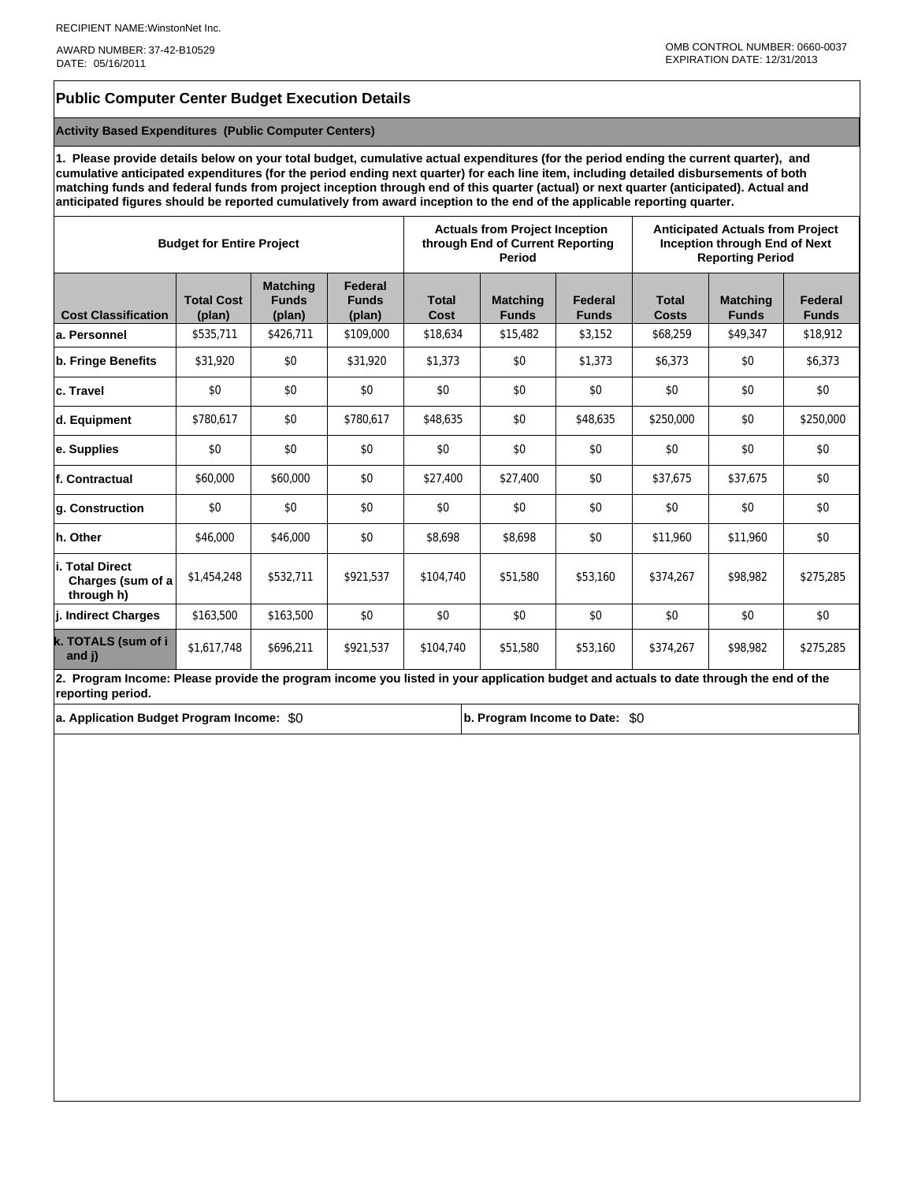RECIPIENT NAME:WinstonNet Inc.

AWARD NUMBER: 37-42-B10529
DATE: 05/16/2011

OMB CONTROL NUMBER: 0660-0037
EXPIRATION DATE: 12/31/2013

## Public Computer Center Budget Execution Details

**Activity Based Expenditures (Public Computer Centers)**

**1. Please provide details below on your total budget, cumulative actual expenditures (for the period ending the current quarter), and cumulative anticipated expenditures (for the period ending next quarter) for each line item, including detailed disbursements of both matching funds and federal funds from project inception through end of this quarter (actual) or next quarter (anticipated). Actual and anticipated figures should be reported cumulatively from award inception to the end of the applicable reporting quarter.**

| Budget for Entire Project | | | | Actuals from Project Inception through End of Current Reporting Period | | | Anticipated Actuals from Project Inception through End of Next Reporting Period | | |
|---|---|---|---|---|---|---|---|---|---|
| Cost Classification | Total Cost (plan) | Matching Funds (plan) | Federal Funds (plan) | Total Cost | Matching Funds | Federal Funds | Total Costs | Matching Funds | Federal Funds |
| a. Personnel | $535,711 | $426,711 | $109,000 | $18,634 | $15,482 | $3,152 | $68,259 | $49,347 | $18,912 |
| b. Fringe Benefits | $31,920 | $0 | $31,920 | $1,373 | $0 | $1,373 | $6,373 | $0 | $6,373 |
| c. Travel | $0 | $0 | $0 | $0 | $0 | $0 | $0 | $0 | $0 |
| d. Equipment | $780,617 | $0 | $780,617 | $48,635 | $0 | $48,635 | $250,000 | $0 | $250,000 |
| e. Supplies | $0 | $0 | $0 | $0 | $0 | $0 | $0 | $0 | $0 |
| f. Contractual | $60,000 | $60,000 | $0 | $27,400 | $27,400 | $0 | $37,675 | $37,675 | $0 |
| g. Construction | $0 | $0 | $0 | $0 | $0 | $0 | $0 | $0 | $0 |
| h. Other | $46,000 | $46,000 | $0 | $8,698 | $8,698 | $0 | $11,960 | $11,960 | $0 |
| i. Total Direct Charges (sum of a through h) | $1,454,248 | $532,711 | $921,537 | $104,740 | $51,580 | $53,160 | $374,267 | $98,982 | $275,285 |
| j. Indirect Charges | $163,500 | $163,500 | $0 | $0 | $0 | $0 | $0 | $0 | $0 |
| k. TOTALS (sum of i and j) | $1,617,748 | $696,211 | $921,537 | $104,740 | $51,580 | $53,160 | $374,267 | $98,982 | $275,285 |

**2. Program Income: Please provide the program income you listed in your application budget and actuals to date through the end of the reporting period.**

**a. Application Budget Program Income:** $0

**b. Program Income to Date:** $0